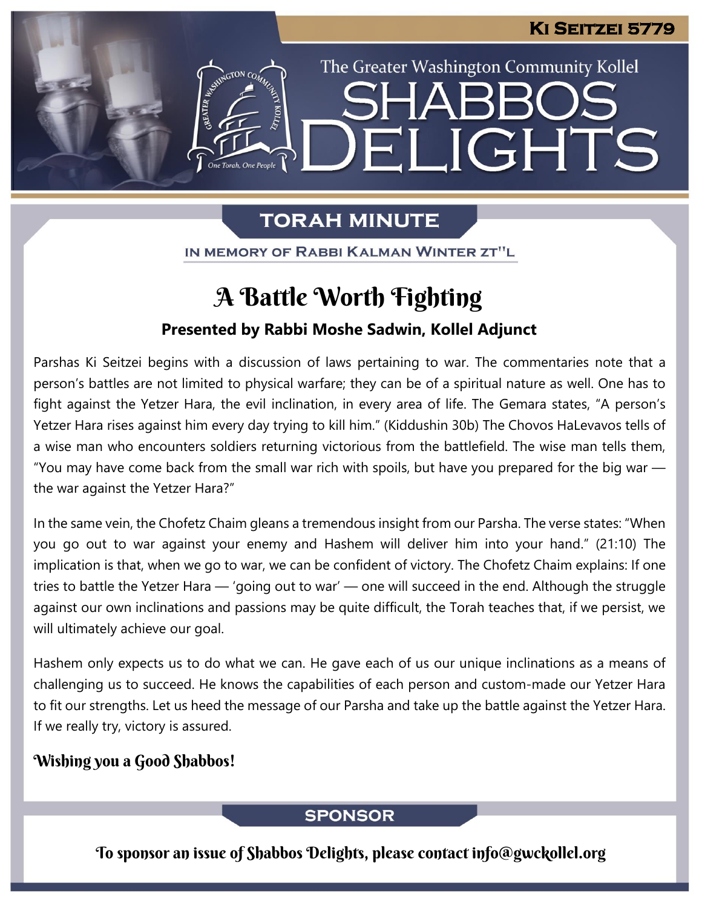# Ki Seitzei 5779

The Greater Washington Community Kollel

# Shabbos Delights

## Torah Minute

In Memory of Rabbi Kalman Winter zt"l

## A Battle Worth Fighting

**Presented by Rabbi Moshe Sadwin, Kollel Adjunct**

Parshas Ki Seitzei begins with a discussion of laws pertaining to war. The commentaries note that a person's battles are not limited to physical warfare; they can be of a spiritual nature as well. One has to fight against the Yetzer Hara, the evil inclination, in every area of life. The Gemara states, "A person's Yetzer Hara rises against him every day trying to kill him." (Kiddushin 30b) The Chovos HaLevavos tells of a wise man who encounters soldiers returning victorious from the battlefield. The wise man tells them, "You may have come back from the small war rich with spoils, but have you prepared for the big war — the war against the Yetzer Hara?"

In the same vein, the Chofetz Chaim gleans a tremendous insight from our Parsha. The verse states: "When you go out to war against your enemy and Hashem will deliver him into your hand." (21:10) The implication is that, when we go to war, we can be confident of victory. The Chofetz Chaim explains: If one tries to battle the Yetzer Hara — 'going out to war' — one will succeed in the end. Although the struggle against our own inclinations and passions may be quite difficult, the Torah teaches that, if we persist, we will ultimately achieve our goal.

Hashem only expects us to do what we can. He gave each of us our unique inclinations as a means of challenging us to succeed. He knows the capabilities of each person and custom-made our Yetzer Hara to fit our strengths. Let us heed the message of our Parsha and take up the battle against the Yetzer Hara. If we really try, victory is assured.

**Wishing you a Good Shabbos!**

## Sponsor

To sponsor an issue of Shabbos Delights, please contact info@gwckollel.org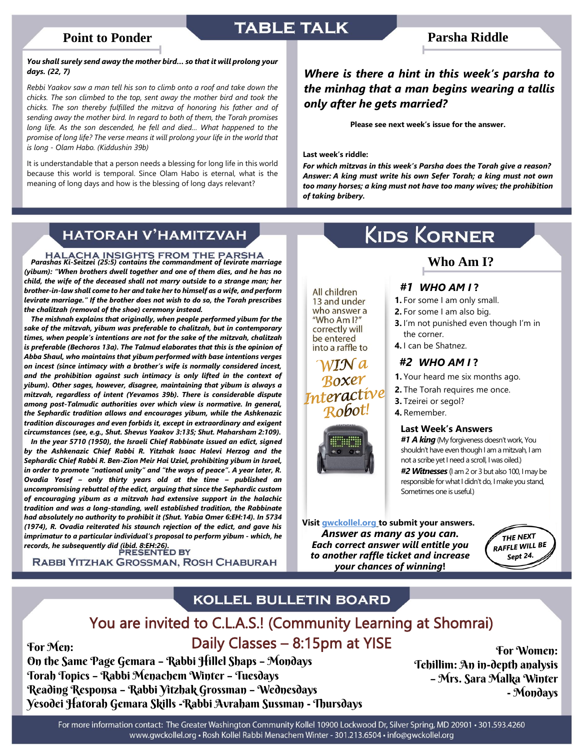# TABLE TALK

## Point to Ponder

***You shall surely send away the mother bird... so that it will prolong your days. (22, 7)***

*Rebbi Yaakov saw a man tell his son to climb onto a roof and take down the chicks. The son climbed to the top, sent away the mother bird and took the chicks. The son thereby fulfilled the mitzva of honoring his father and of sending away the mother bird. In regard to both of them, the Torah promises long life. As the son descended, he fell and died... What happened to the promise of long life? The verse means it will prolong your life in the world that is long - Olam Habo. (Kiddushin 39b)*

It is understandable that a person needs a blessing for long life in this world because this world is temporal. Since Olam Habo is eternal, what is the meaning of long days and how is the blessing of long days relevant?

## Parsha Riddle

***Where is there a hint in this week's parsha to the minhag that a man begins wearing a tallis only after he gets married?***

**Please see next week's issue for the answer.**

**Last week's riddle:**

***For which mitzvas in this week's Parsha does the Torah give a reason?***
***Answer: A king must write his own Sefer Torah; a king must not own too many horses; a king must not have too many wives; the prohibition of taking bribery.***

# HATORAH V'HAMITZVAH

## HALACHA INSIGHTS FROM THE PARSHA

***Parashas Ki-Seitzei (25:5) contains the commandment of levirate marriage (yibum): "When brothers dwell together and one of them dies, and he has no child, the wife of the deceased shall not marry outside to a strange man; her brother-in-law shall come to her and take her to himself as a wife, and perform levirate marriage." If the brother does not wish to do so, the Torah prescribes the chalitzah (removal of the shoe) ceremony instead.***

***The mishnah explains that originally, when people performed yibum for the sake of the mitzvah, yibum was preferable to chalitzah, but in contemporary times, when people's intentions are not for the sake of the mitzvah, chalitzah is preferable (Bechoros 13a). The Talmud elaborates that this is the opinion of Abba Shaul, who maintains that yibum performed with base intentions verges on incest (since intimacy with a brother's wife is normally considered incest, and the prohibition against such intimacy is only lifted in the context of yibum). Other sages, however, disagree, maintaining that yibum is always a mitzvah, regardless of intent (Yevamos 39b). There is considerable dispute among post-Talmudic authorities over which view is normative. In general, the Sephardic tradition allows and encourages yibum, while the Ashkenazic tradition discourages and even forbids it, except in extraordinary and exigent circumstances (see, e.g., Shut. Shevus Yaakov 3:135; Shut. Maharsham 2:109).***

***In the year 5710 (1950), the Israeli Chief Rabbinate issued an edict, signed by the Ashkenazic Chief Rabbi R. Yitzhak Isaac Halevi Herzog and the Sephardic Chief Rabbi R. Ben-Zion Meir Hai Uziel, prohibiting yibum in Israel, in order to promote "national unity" and "the ways of peace". A year later, R. Ovadia Yosef – only thirty years old at the time – published an uncompromising rebuttal of the edict, arguing that since the Sephardic custom of encouraging yibum as a mitzvah had extensive support in the halachic tradition and was a long-standing, well established tradition, the Rabbinate had absolutely no authority to prohibit it (Shut. Yabia Omer 6:EH:14). In 5734 (1974), R. Ovadia reiterated his staunch rejection of the edict, and gave his imprimatur to a particular individual's proposal to perform yibum - which, he records, he subsequently did (ibid. 8:EH:26).***

PRESENTED BY
RABBI YITZHAK GROSSMAN, ROSH CHABURAH

# KIDS KORNER

## Who Am I?

All children 13 and under who answer a "Who Am I?" correctly will be entered into a raffle to

**WIN a Boxer Interactive Robot!**

### #1 WHO AM I?

1. For some I am only small.
2. For some I am also big.
3. I'm not punished even though I'm in the corner.
4. I can be Shatnez.

### #2 WHO AM I?

1. Your heard me six months ago.
2. The Torah requires me once.
3. Tzeirei or segol?
4. Remember.

### Last Week's Answers

***#1 A king*** (My forgiveness doesn't work, You shouldn't have even though I am a mitzvah, I am not a scribe yet I need a scroll, I was oiled.)

***#2 Witnesses*** (I am 2 or 3 but also 100, I may be responsible for what I didn't do, I make you stand, Sometimes one is useful.)

**Visit gwckollel.org to submit your answers.**
***Answer as many as you can. Each correct answer will entitle you to another raffle ticket and increase your chances of winning!***

*THE NEXT RAFFLE WILL BE Sept 24.*

# KOLLEL BULLETIN BOARD

## You are invited to C.L.A.S.! (Community Learning at Shomrai)

## Daily Classes – 8:15pm at YISE

**For Men:**

- On the Same Page Gemara – Rabbi Hillel Shaps – Mondays
- Torah Topics – Rabbi Menachem Winter – Tuesdays
- Reading Responsa – Rabbi Yitzhak Grossman – Wednesdays
- Yesodei Hatorah Gemara Skills -Rabbi Avraham Sussman - Thursdays

**For Women:**

- Tehillim: An in-depth analysis – Mrs. Sara Malka Winter - Mondays

For more information contact: The Greater Washington Community Kollel 10900 Lockwood Dr, Silver Spring, MD 20901 • 301.593.4260
www.gwckollel.org • Rosh Kollel Rabbi Menachem Winter - 301.213.6504 • info@gwckollel.org